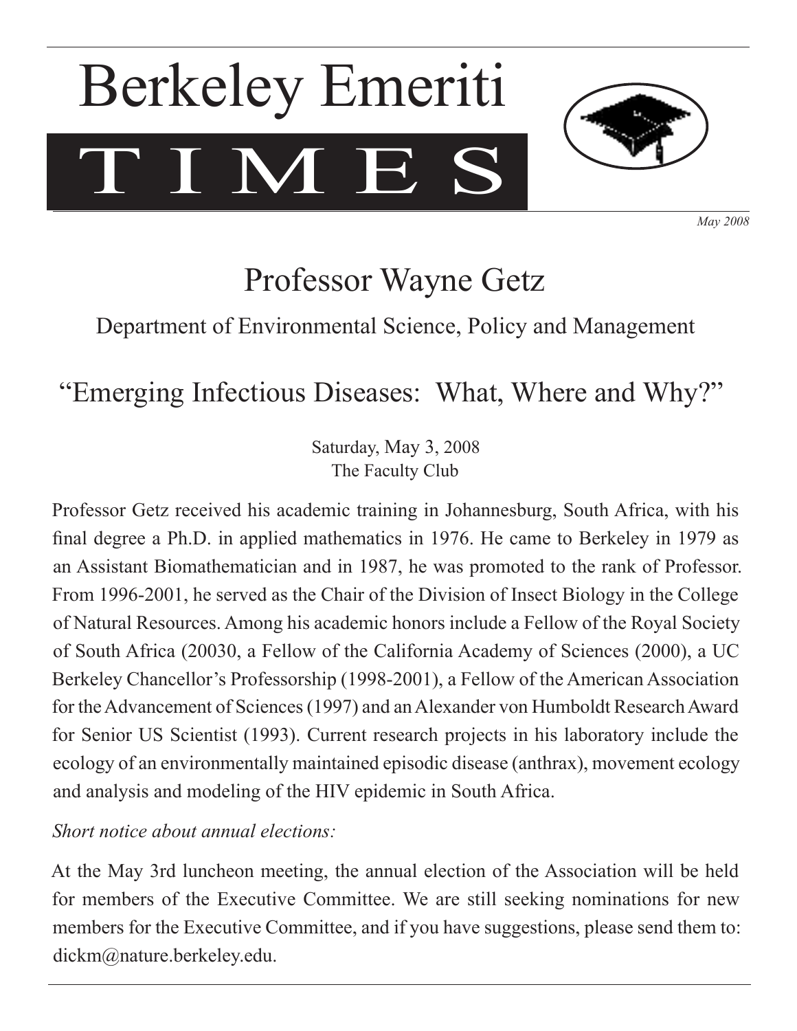# Berkeley Emeriti TIMES

*May 2008*

## Professor Wayne Getz

Department of Environmental Science, Policy and Management

## "Emerging Infectious Diseases: What, Where and Why?"

Saturday, May 3, 2008
The Faculty Club

Professor Getz received his academic training in Johannesburg, South Africa, with his final degree a Ph.D. in applied mathematics in 1976. He came to Berkeley in 1979 as an Assistant Biomathematician and in 1987, he was promoted to the rank of Professor. From 1996-2001, he served as the Chair of the Division of Insect Biology in the College of Natural Resources. Among his academic honors include a Fellow of the Royal Society of South Africa (20030, a Fellow of the California Academy of Sciences (2000), a UC Berkeley Chancellor's Professorship (1998-2001), a Fellow of the American Association for the Advancement of Sciences (1997) and an Alexander von Humboldt Research Award for Senior US Scientist (1993). Current research projects in his laboratory include the ecology of an environmentally maintained episodic disease (anthrax), movement ecology and analysis and modeling of the HIV epidemic in South Africa.

*Short notice about annual elections:*

At the May 3rd luncheon meeting, the annual election of the Association will be held for members of the Executive Committee. We are still seeking nominations for new members for the Executive Committee, and if you have suggestions, please send them to: dickm@nature.berkeley.edu.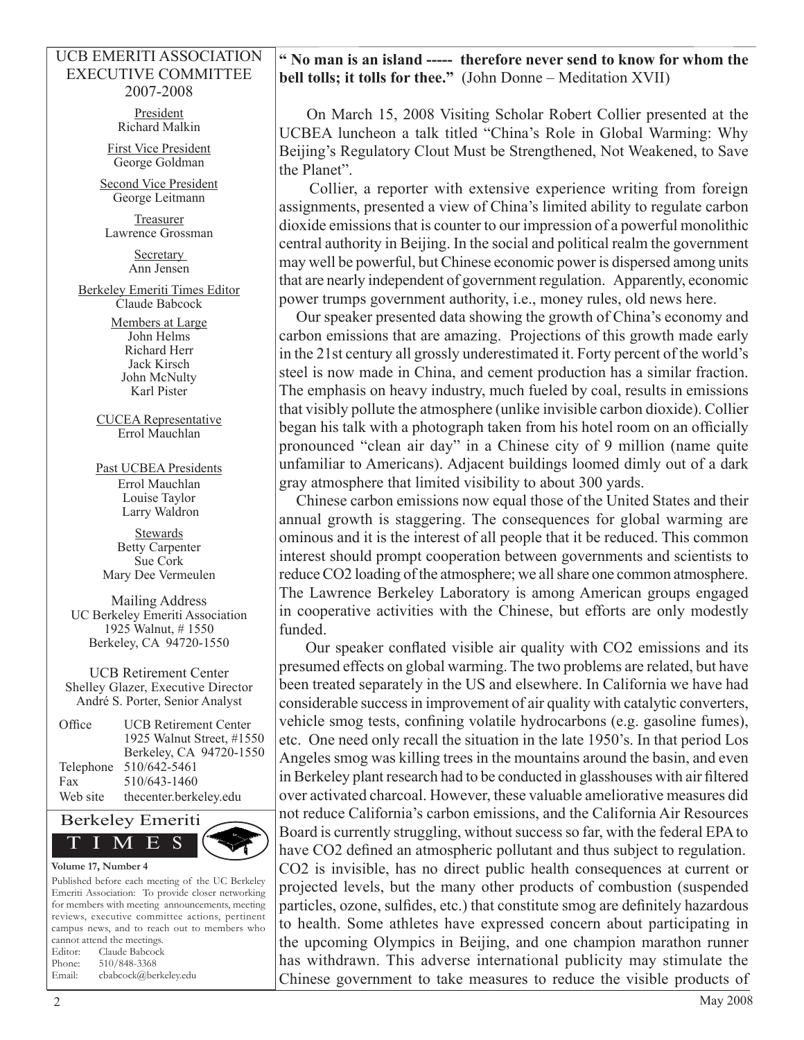## UCB EMERITI ASSOCIATION EXECUTIVE COMMITTEE 2007-2008

President
Richard Malkin

First Vice President
George Goldman

Second Vice President
George Leitmann

Treasurer
Lawrence Grossman

Secretary
Ann Jensen

Berkeley Emeriti Times Editor
Claude Babcock

Members at Large
John Helms
Richard Herr
Jack Kirsch
John McNulty
Karl Pister

CUCEA Representative
Errol Mauchlan

Past UCBEA Presidents
Errol Mauchlan
Louise Taylor
Larry Waldron

Stewards
Betty Carpenter
Sue Cork
Mary Dee Vermeulen

Mailing Address
UC Berkeley Emeriti Association
1925 Walnut, # 1550
Berkeley, CA 94720-1550

UCB Retirement Center
Shelley Glazer, Executive Director
André S. Porter, Senior Analyst

| | |
|---|---|
| Office | UCB Retirement Center 1925 Walnut Street, #1550 Berkeley, CA 94720-1550 |
| Telephone | 510/642-5461 |
| Fax | 510/643-1460 |
| Web site | thecenter.berkeley.edu |

Berkeley Emeriti TIMES

**Volume 17, Number 4**

Published before each meeting of the UC Berkeley Emeriti Association: To provide closer networking for members with meeting announcements, meeting reviews, executive committee actions, pertinent campus news, and to reach out to members who cannot attend the meetings.
Editor: Claude Babcock
Phone: 510/848-3368
Email: cbabcock@berkeley.edu

---

**" No man is an island ----- therefore never send to know for whom the bell tolls; it tolls for thee."** (John Donne – Meditation XVII)

On March 15, 2008 Visiting Scholar Robert Collier presented at the UCBEA luncheon a talk titled "China's Role in Global Warming: Why Beijing's Regulatory Clout Must be Strengthened, Not Weakened, to Save the Planet".

Collier, a reporter with extensive experience writing from foreign assignments, presented a view of China's limited ability to regulate carbon dioxide emissions that is counter to our impression of a powerful monolithic central authority in Beijing. In the social and political realm the government may well be powerful, but Chinese economic power is dispersed among units that are nearly independent of government regulation. Apparently, economic power trumps government authority, i.e., money rules, old news here.

Our speaker presented data showing the growth of China's economy and carbon emissions that are amazing. Projections of this growth made early in the 21st century all grossly underestimated it. Forty percent of the world's steel is now made in China, and cement production has a similar fraction. The emphasis on heavy industry, much fueled by coal, results in emissions that visibly pollute the atmosphere (unlike invisible carbon dioxide). Collier began his talk with a photograph taken from his hotel room on an officially pronounced "clean air day" in a Chinese city of 9 million (name quite unfamiliar to Americans). Adjacent buildings loomed dimly out of a dark gray atmosphere that limited visibility to about 300 yards.

Chinese carbon emissions now equal those of the United States and their annual growth is staggering. The consequences for global warming are ominous and it is the interest of all people that it be reduced. This common interest should prompt cooperation between governments and scientists to reduce $CO_2$ loading of the atmosphere; we all share one common atmosphere. The Lawrence Berkeley Laboratory is among American groups engaged in cooperative activities with the Chinese, but efforts are only modestly funded.

Our speaker conflated visible air quality with $CO_2$ emissions and its presumed effects on global warming. The two problems are related, but have been treated separately in the US and elsewhere. In California we have had considerable success in improvement of air quality with catalytic converters, vehicle smog tests, confining volatile hydrocarbons (e.g. gasoline fumes), etc. One need only recall the situation in the late 1950's. In that period Los Angeles smog was killing trees in the mountains around the basin, and even in Berkeley plant research had to be conducted in glasshouses with air filtered over activated charcoal. However, these valuable ameliorative measures did not reduce California's carbon emissions, and the California Air Resources Board is currently struggling, without success so far, with the federal EPA to have $CO_2$ defined an atmospheric pollutant and thus subject to regulation. $CO_2$ is invisible, has no direct public health consequences at current or projected levels, but the many other products of combustion (suspended particles, ozone, sulfides, etc.) that constitute smog are definitely hazardous to health. Some athletes have expressed concern about participating in the upcoming Olympics in Beijing, and one champion marathon runner has withdrawn. This adverse international publicity may stimulate the Chinese government to take measures to reduce the visible products of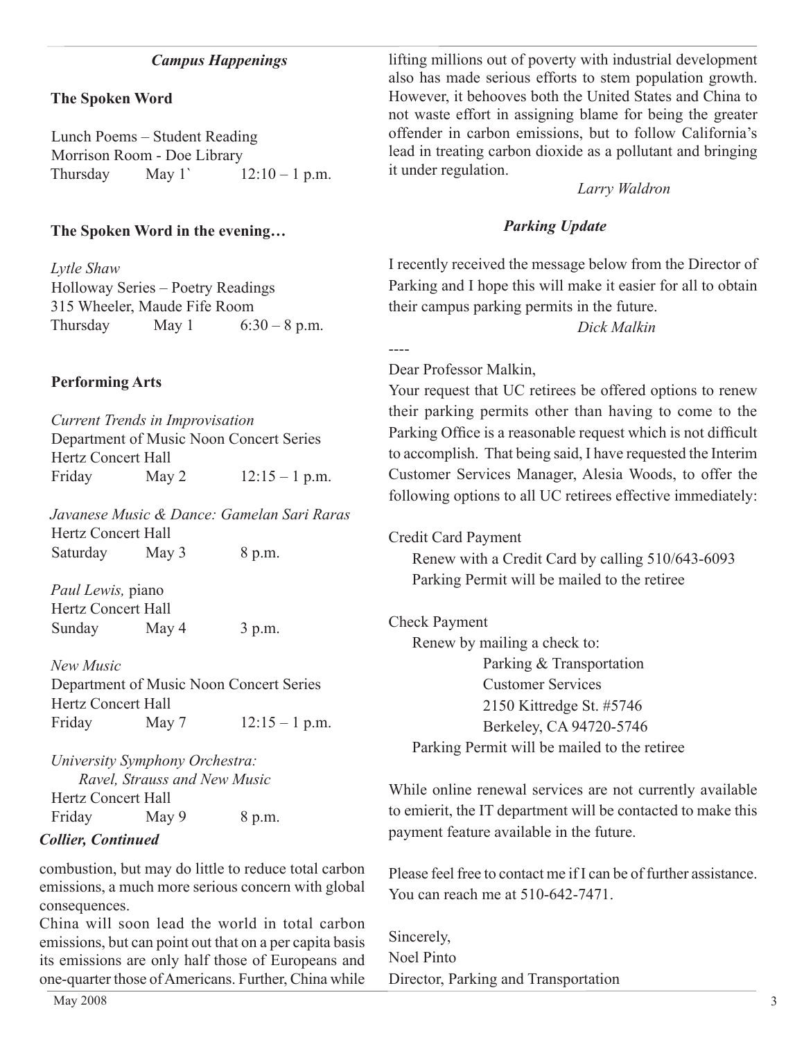## *Campus Happenings*

### The Spoken Word

Lunch Poems – Student Reading
Morrison Room - Doe Library
Thursday May 1` 12:10 – 1 p.m.

### The Spoken Word in the evening…

*Lytle Shaw*
Holloway Series – Poetry Readings
315 Wheeler, Maude Fife Room
Thursday May 1 6:30 – 8 p.m.

### Performing Arts

*Current Trends in Improvisation*
Department of Music Noon Concert Series
Hertz Concert Hall
Friday May 2 12:15 – 1 p.m.

*Javanese Music & Dance: Gamelan Sari Raras*
Hertz Concert Hall
Saturday May 3 8 p.m.

*Paul Lewis,* piano
Hertz Concert Hall
Sunday May 4 3 p.m.

*New Music*
Department of Music Noon Concert Series
Hertz Concert Hall
Friday May 7 12:15 – 1 p.m.

*University Symphony Orchestra:*
*Ravel, Strauss and New Music*
Hertz Concert Hall
Friday May 9 8 p.m.

### *Collier, Continued*

combustion, but may do little to reduce total carbon emissions, a much more serious concern with global consequences.

China will soon lead the world in total carbon emissions, but can point out that on a per capita basis its emissions are only half those of Europeans and one-quarter those of Americans. Further, China while lifting millions out of poverty with industrial development also has made serious efforts to stem population growth. However, it behooves both the United States and China to not waste effort in assigning blame for being the greater offender in carbon emissions, but to follow California's lead in treating carbon dioxide as a pollutant and bringing it under regulation.

*Larry Waldron*

## *Parking Update*

I recently received the message below from the Director of Parking and I hope this will make it easier for all to obtain their campus parking permits in the future.

*Dick Malkin*

----

Dear Professor Malkin,

Your request that UC retirees be offered options to renew their parking permits other than having to come to the Parking Office is a reasonable request which is not difficult to accomplish. That being said, I have requested the Interim Customer Services Manager, Alesia Woods, to offer the following options to all UC retirees effective immediately:

Credit Card Payment
Renew with a Credit Card by calling 510/643-6093
Parking Permit will be mailed to the retiree

Check Payment
Renew by mailing a check to:
Parking & Transportation
Customer Services
2150 Kittredge St. #5746
Berkeley, CA 94720-5746
Parking Permit will be mailed to the retiree

While online renewal services are not currently available to emierit, the IT department will be contacted to make this payment feature available in the future.

Please feel free to contact me if I can be of further assistance. You can reach me at 510-642-7471.

Sincerely,
Noel Pinto
Director, Parking and Transportation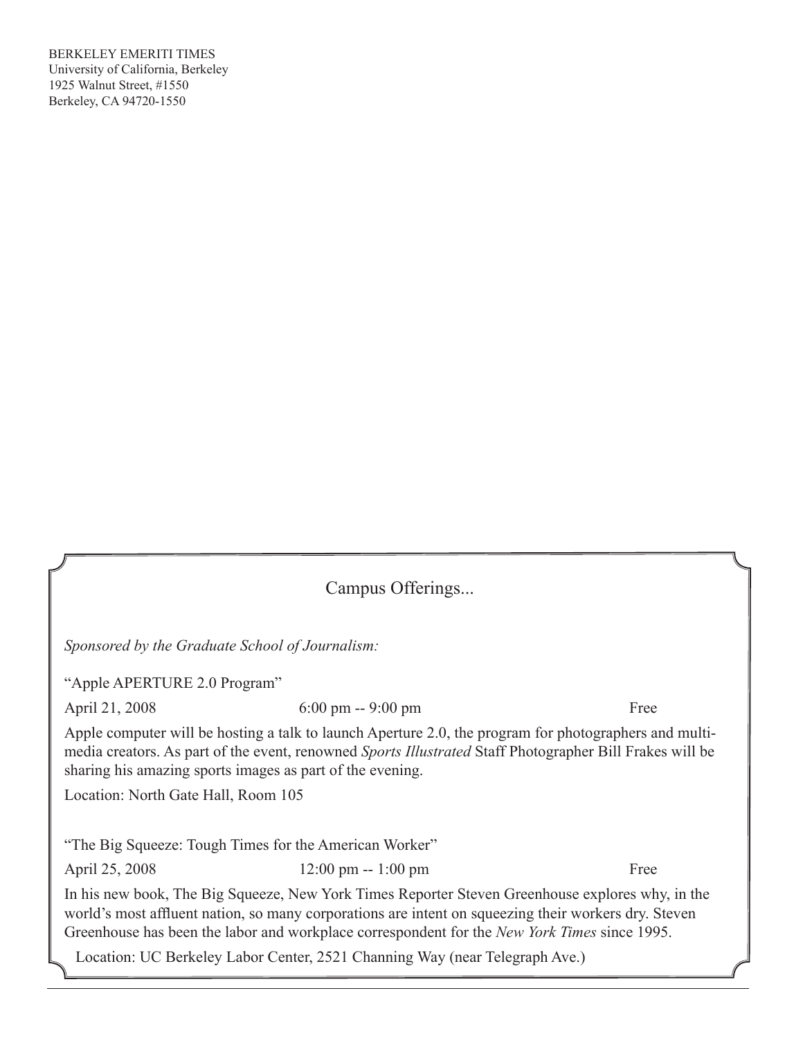BERKELEY EMERITI TIMES
University of California, Berkeley
1925 Walnut Street, #1550
Berkeley, CA 94720-1550

## Campus Offerings...

*Sponsored by the Graduate School of Journalism:*

"Apple APERTURE 2.0 Program"

April 21, 2008 6:00 pm -- 9:00 pm Free

Apple computer will be hosting a talk to launch Aperture 2.0, the program for photographers and multimedia creators. As part of the event, renowned *Sports Illustrated* Staff Photographer Bill Frakes will be sharing his amazing sports images as part of the evening.

Location: North Gate Hall, Room 105

"The Big Squeeze: Tough Times for the American Worker"

April 25, 2008 12:00 pm -- 1:00 pm Free

In his new book, The Big Squeeze, New York Times Reporter Steven Greenhouse explores why, in the world's most affluent nation, so many corporations are intent on squeezing their workers dry. Steven Greenhouse has been the labor and workplace correspondent for the *New York Times* since 1995.

Location: UC Berkeley Labor Center, 2521 Channing Way (near Telegraph Ave.)